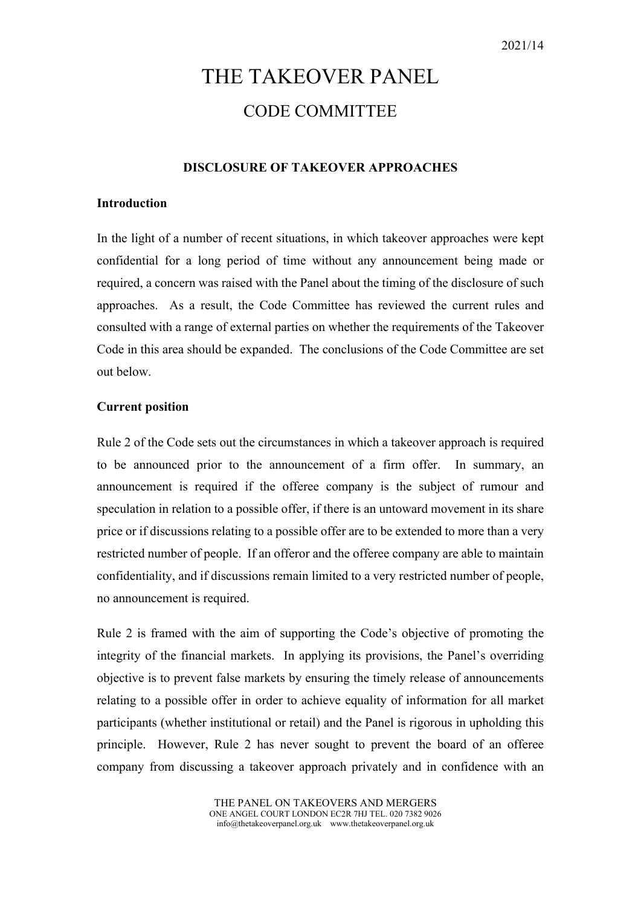2021/14

# THE TAKEOVER PANEL

## CODE COMMITTEE

### DISCLOSURE OF TAKEOVER APPROACHES

**Introduction**

In the light of a number of recent situations, in which takeover approaches were kept confidential for a long period of time without any announcement being made or required, a concern was raised with the Panel about the timing of the disclosure of such approaches. As a result, the Code Committee has reviewed the current rules and consulted with a range of external parties on whether the requirements of the Takeover Code in this area should be expanded. The conclusions of the Code Committee are set out below.

**Current position**

Rule 2 of the Code sets out the circumstances in which a takeover approach is required to be announced prior to the announcement of a firm offer. In summary, an announcement is required if the offeree company is the subject of rumour and speculation in relation to a possible offer, if there is an untoward movement in its share price or if discussions relating to a possible offer are to be extended to more than a very restricted number of people. If an offeror and the offeree company are able to maintain confidentiality, and if discussions remain limited to a very restricted number of people, no announcement is required.

Rule 2 is framed with the aim of supporting the Code's objective of promoting the integrity of the financial markets. In applying its provisions, the Panel's overriding objective is to prevent false markets by ensuring the timely release of announcements relating to a possible offer in order to achieve equality of information for all market participants (whether institutional or retail) and the Panel is rigorous in upholding this principle. However, Rule 2 has never sought to prevent the board of an offeree company from discussing a takeover approach privately and in confidence with an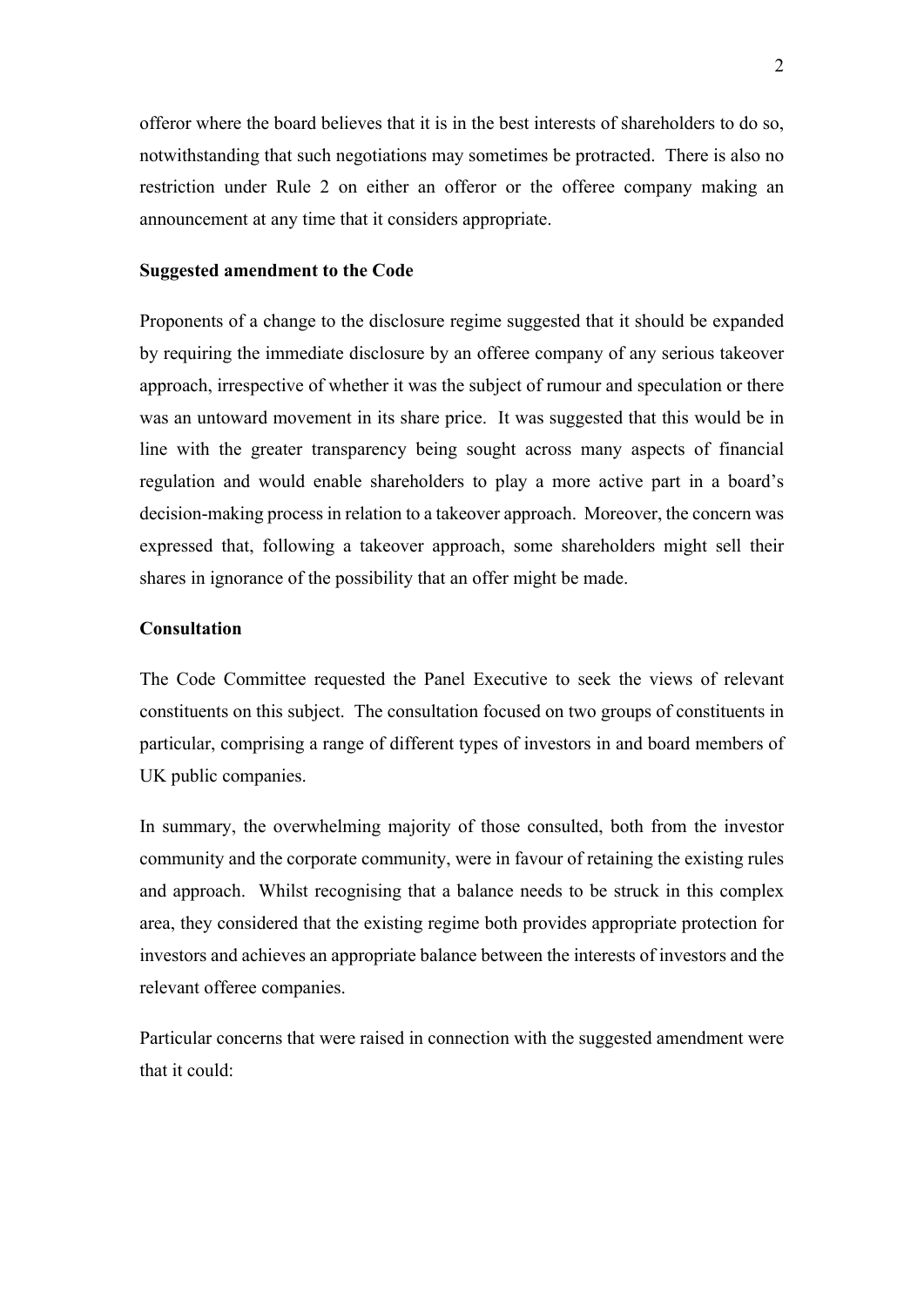offeror where the board believes that it is in the best interests of shareholders to do so, notwithstanding that such negotiations may sometimes be protracted. There is also no restriction under Rule 2 on either an offeror or the offeree company making an announcement at any time that it considers appropriate.

**Suggested amendment to the Code**

Proponents of a change to the disclosure regime suggested that it should be expanded by requiring the immediate disclosure by an offeree company of any serious takeover approach, irrespective of whether it was the subject of rumour and speculation or there was an untoward movement in its share price. It was suggested that this would be in line with the greater transparency being sought across many aspects of financial regulation and would enable shareholders to play a more active part in a board's decision-making process in relation to a takeover approach. Moreover, the concern was expressed that, following a takeover approach, some shareholders might sell their shares in ignorance of the possibility that an offer might be made.

**Consultation**

The Code Committee requested the Panel Executive to seek the views of relevant constituents on this subject. The consultation focused on two groups of constituents in particular, comprising a range of different types of investors in and board members of UK public companies.

In summary, the overwhelming majority of those consulted, both from the investor community and the corporate community, were in favour of retaining the existing rules and approach. Whilst recognising that a balance needs to be struck in this complex area, they considered that the existing regime both provides appropriate protection for investors and achieves an appropriate balance between the interests of investors and the relevant offeree companies.

Particular concerns that were raised in connection with the suggested amendment were that it could: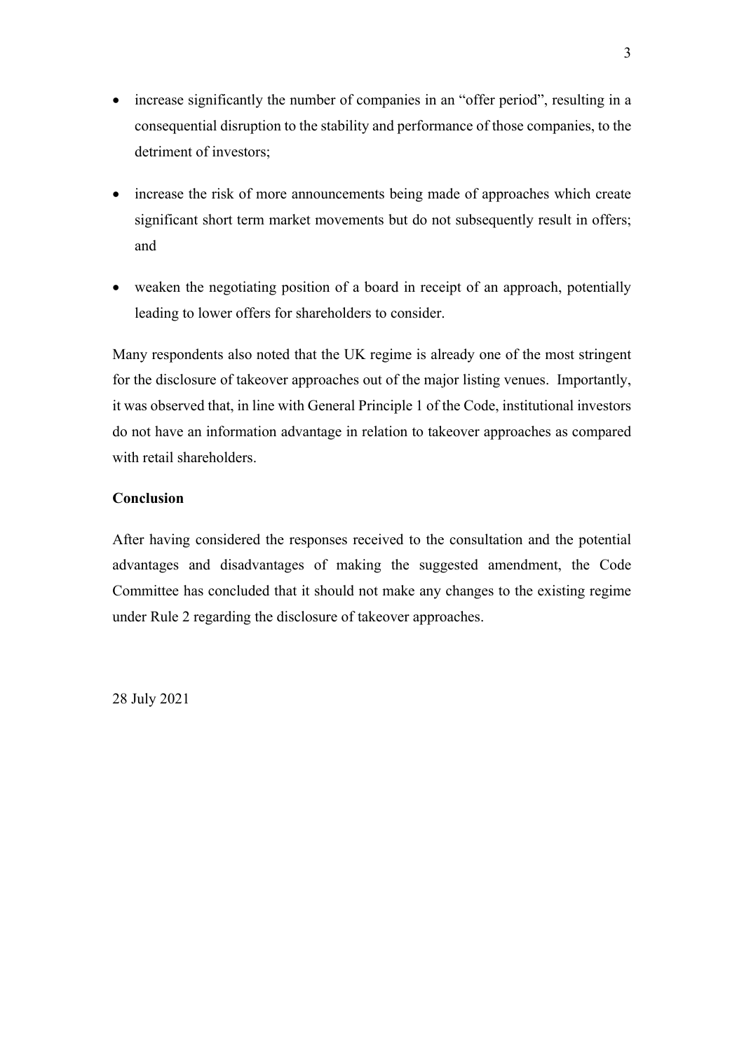- increase significantly the number of companies in an "offer period", resulting in a consequential disruption to the stability and performance of those companies, to the detriment of investors;
- increase the risk of more announcements being made of approaches which create significant short term market movements but do not subsequently result in offers; and
- weaken the negotiating position of a board in receipt of an approach, potentially leading to lower offers for shareholders to consider.

Many respondents also noted that the UK regime is already one of the most stringent for the disclosure of takeover approaches out of the major listing venues. Importantly, it was observed that, in line with General Principle 1 of the Code, institutional investors do not have an information advantage in relation to takeover approaches as compared with retail shareholders.

**Conclusion**

After having considered the responses received to the consultation and the potential advantages and disadvantages of making the suggested amendment, the Code Committee has concluded that it should not make any changes to the existing regime under Rule 2 regarding the disclosure of takeover approaches.

28 July 2021